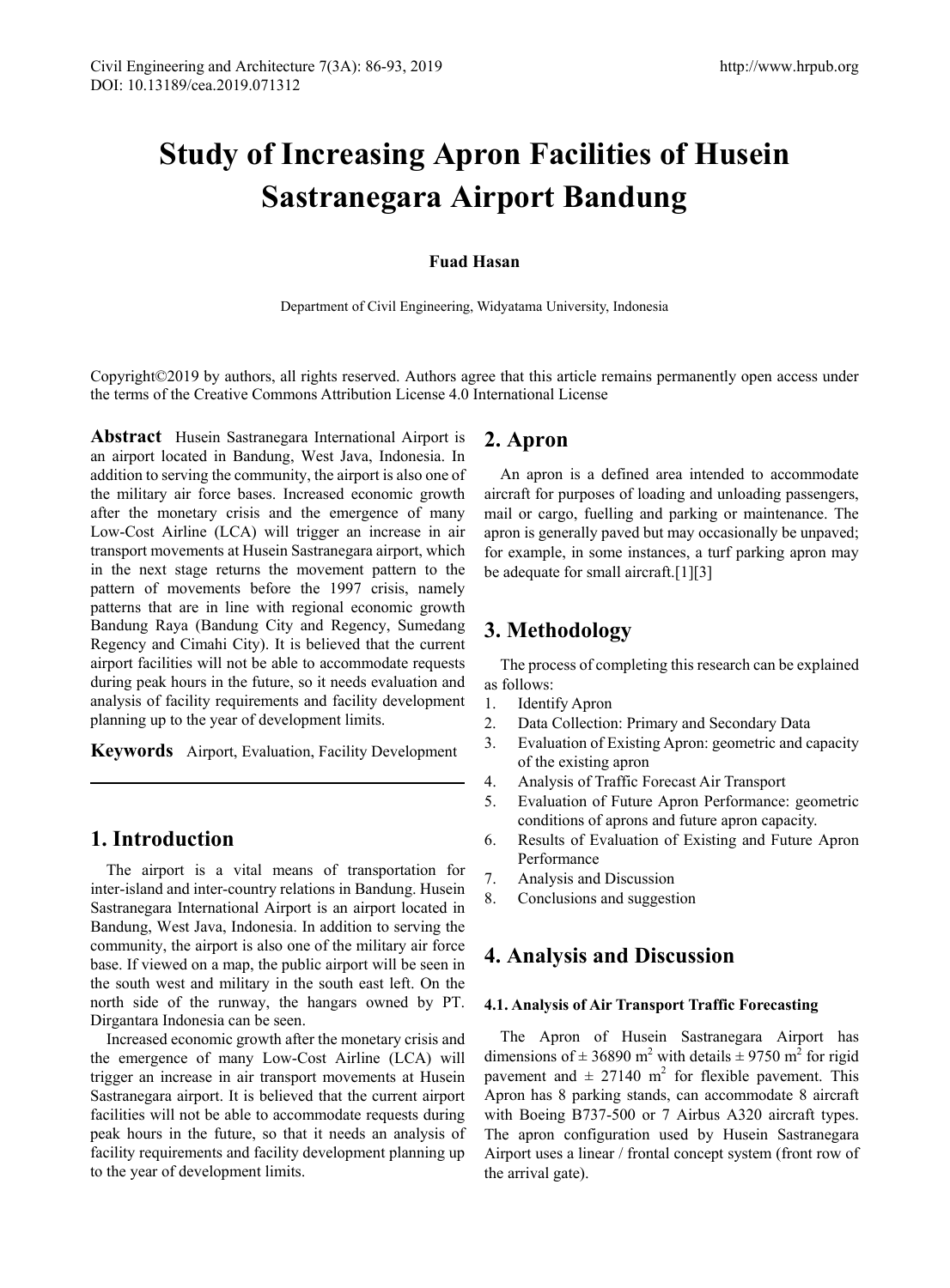# Study of Increasing Apron Facilities of Husein Sastranegara Airport Bandung

**Fuad Hasan**

Department of Civil Engineering, Widyatama University, Indonesia

Copyright©2019 by authors, all rights reserved. Authors agree that this article remains permanently open access under the terms of the Creative Commons Attribution License 4.0 International License

**Abstract** Husein Sastranegara International Airport is an airport located in Bandung, West Java, Indonesia. In addition to serving the community, the airport is also one of the military air force bases. Increased economic growth after the monetary crisis and the emergence of many Low-Cost Airline (LCA) will trigger an increase in air transport movements at Husein Sastranegara airport, which in the next stage returns the movement pattern to the pattern of movements before the 1997 crisis, namely patterns that are in line with regional economic growth Bandung Raya (Bandung City and Regency, Sumedang Regency and Cimahi City). It is believed that the current airport facilities will not be able to accommodate requests during peak hours in the future, so it needs evaluation and analysis of facility requirements and facility development planning up to the year of development limits.

**Keywords** Airport, Evaluation, Facility Development

## 1. Introduction

The airport is a vital means of transportation for inter-island and inter-country relations in Bandung. Husein Sastranegara International Airport is an airport located in Bandung, West Java, Indonesia. In addition to serving the community, the airport is also one of the military air force base. If viewed on a map, the public airport will be seen in the south west and military in the south east left. On the north side of the runway, the hangars owned by PT. Dirgantara Indonesia can be seen.

Increased economic growth after the monetary crisis and the emergence of many Low-Cost Airline (LCA) will trigger an increase in air transport movements at Husein Sastranegara airport. It is believed that the current airport facilities will not be able to accommodate requests during peak hours in the future, so that it needs an analysis of facility requirements and facility development planning up to the year of development limits.

## 2. Apron

An apron is a defined area intended to accommodate aircraft for purposes of loading and unloading passengers, mail or cargo, fuelling and parking or maintenance. The apron is generally paved but may occasionally be unpaved; for example, in some instances, a turf parking apron may be adequate for small aircraft.[1][3]

## 3. Methodology

The process of completing this research can be explained as follows:

1. Identify Apron
2. Data Collection: Primary and Secondary Data
3. Evaluation of Existing Apron: geometric and capacity of the existing apron
4. Analysis of Traffic Forecast Air Transport
5. Evaluation of Future Apron Performance: geometric conditions of aprons and future apron capacity.
6. Results of Evaluation of Existing and Future Apron Performance
7. Analysis and Discussion
8. Conclusions and suggestion

## 4. Analysis and Discussion

### 4.1. Analysis of Air Transport Traffic Forecasting

The Apron of Husein Sastranegara Airport has dimensions of ± 36890 $m^2$ with details ± 9750 $m^2$ for rigid pavement and ± 27140 $m^2$ for flexible pavement. This Apron has 8 parking stands, can accommodate 8 aircraft with Boeing B737-500 or 7 Airbus A320 aircraft types. The apron configuration used by Husein Sastranegara Airport uses a linear / frontal concept system (front row of the arrival gate).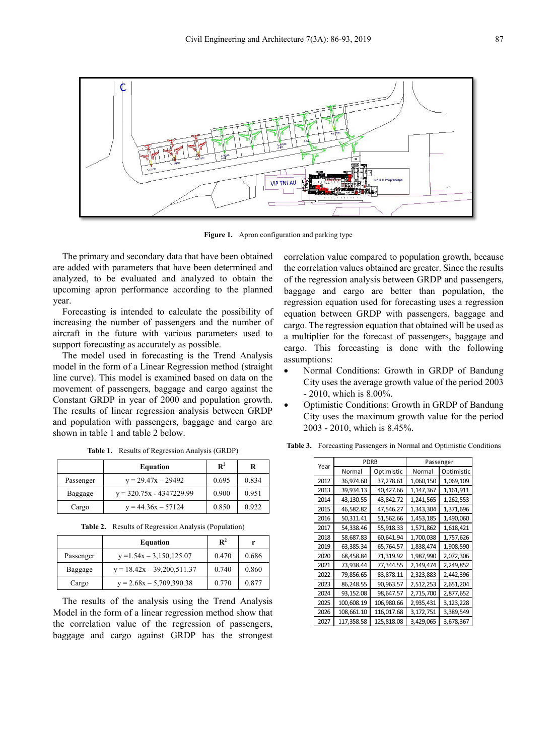Figure 1. Apron configuration and parking type

The primary and secondary data that have been obtained are added with parameters that have been determined and analyzed, to be evaluated and analyzed to obtain the upcoming apron performance according to the planned year.

Forecasting is intended to calculate the possibility of increasing the number of passengers and the number of aircraft in the future with various parameters used to support forecasting as accurately as possible.

The model used in forecasting is the Trend Analysis model in the form of a Linear Regression method (straight line curve). This model is examined based on data on the movement of passengers, baggage and cargo against the Constant GRDP in year of 2000 and population growth. The results of linear regression analysis between GRDP and population with passengers, baggage and cargo are shown in table 1 and table 2 below.

**Table 1.** Results of Regression Analysis (GRDP)

| | Equation | $R^2$ | R |
|---|---|---|---|
| Passenger | y = 29.47x – 29492 | 0.695 | 0.834 |
| Baggage | y = 320.75x - 4347229.99 | 0.900 | 0.951 |
| Cargo | y = 44.36x – 57124 | 0.850 | 0.922 |

**Table 2.** Results of Regression Analysis (Population)

| | Equation | $R^2$ | r |
|---|---|---|---|
| Passenger | y =1.54x – 3,150,125.07 | 0.470 | 0.686 |
| Baggage | y = 18.42x – 39,200,511.37 | 0.740 | 0.860 |
| Cargo | y = 2.68x – 5,709,390.38 | 0.770 | 0.877 |

The results of the analysis using the Trend Analysis Model in the form of a linear regression method show that the correlation value of the regression of passengers, baggage and cargo against GRDP has the strongest correlation value compared to population growth, because the correlation values obtained are greater. Since the results of the regression analysis between GRDP and passengers, baggage and cargo are better than population, the regression equation used for forecasting uses a regression equation between GRDP with passengers, baggage and cargo. The regression equation that obtained will be used as a multiplier for the forecast of passengers, baggage and cargo. This forecasting is done with the following assumptions:

- Normal Conditions: Growth in GRDP of Bandung City uses the average growth value of the period 2003 - 2010, which is 8.00%.
- Optimistic Conditions: Growth in GRDP of Bandung City uses the maximum growth value for the period 2003 - 2010, which is 8.45%.

**Table 3.** Forecasting Passengers in Normal and Optimistic Conditions

| Year | PDRB | | Passenger | |
|---|---|---|---|---|
| | Normal | Optimistic | Normal | Optimistic |
| 2012 | 36,974.60 | 37,278.61 | 1,060,150 | 1,069,109 |
| 2013 | 39,934.13 | 40,427.66 | 1,147,367 | 1,161,911 |
| 2014 | 43,130.55 | 43,842.72 | 1,241,565 | 1,262,553 |
| 2015 | 46,582.82 | 47,546.27 | 1,343,304 | 1,371,696 |
| 2016 | 50,311.41 | 51,562.66 | 1,453,185 | 1,490,060 |
| 2017 | 54,338.46 | 55,918.33 | 1,571,862 | 1,618,421 |
| 2018 | 58,687.83 | 60,641.94 | 1,700,038 | 1,757,626 |
| 2019 | 63,385.34 | 65,764.57 | 1,838,474 | 1,908,590 |
| 2020 | 68,458.84 | 71,319.92 | 1,987,990 | 2,072,306 |
| 2021 | 73,938.44 | 77,344.55 | 2,149,474 | 2,249,852 |
| 2022 | 79,856.65 | 83,878.11 | 2,323,883 | 2,442,396 |
| 2023 | 86,248.55 | 90,963.57 | 2,512,253 | 2,651,204 |
| 2024 | 93,152.08 | 98,647.57 | 2,715,700 | 2,877,652 |
| 2025 | 100,608.19 | 106,980.66 | 2,935,431 | 3,123,228 |
| 2026 | 108,661.10 | 116,017.68 | 3,172,751 | 3,389,549 |
| 2027 | 117,358.58 | 125,818.08 | 3,429,065 | 3,678,367 |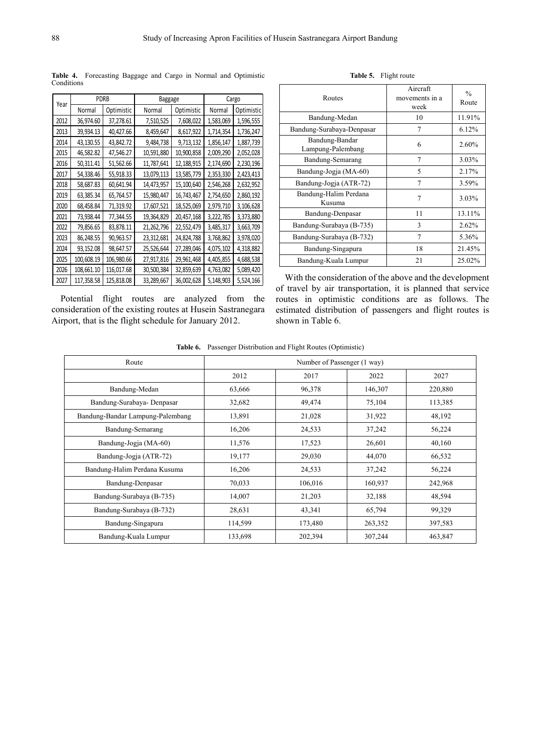**Table 4.** Forecasting Baggage and Cargo in Normal and Optimistic Conditions

| Year | PDRB | | Baggage | | Cargo | |
|---|---|---|---|---|---|---|
| | Normal | Optimistic | Normal | Optimistic | Normal | Optimistic |
| 2012 | 36,974.60 | 37,278.61 | 7,510,525 | 7,608,022 | 1,583,069 | 1,596,555 |
| 2013 | 39,934.13 | 40,427.66 | 8,459,647 | 8,617,922 | 1,714,354 | 1,736,247 |
| 2014 | 43,130.55 | 43,842.72 | 9,484,738 | 9,713,132 | 1,856,147 | 1,887,739 |
| 2015 | 46,582.82 | 47,546.27 | 10,591,880 | 10,900,858 | 2,009,290 | 2,052,028 |
| 2016 | 50,311.41 | 51,562.66 | 11,787,641 | 12,188,915 | 2,174,690 | 2,230,196 |
| 2017 | 54,338.46 | 55,918.33 | 13,079,113 | 13,585,779 | 2,353,330 | 2,423,413 |
| 2018 | 58,687.83 | 60,641.94 | 14,473,957 | 15,100,640 | 2,546,268 | 2,632,952 |
| 2019 | 63,385.34 | 65,764.57 | 15,980,447 | 16,743,467 | 2,754,650 | 2,860,192 |
| 2020 | 68,458.84 | 71,319.92 | 17,607,521 | 18,525,069 | 2,979,710 | 3,106,628 |
| 2021 | 73,938.44 | 77,344.55 | 19,364,829 | 20,457,168 | 3,222,785 | 3,373,880 |
| 2022 | 79,856.65 | 83,878.11 | 21,262,796 | 22,552,479 | 3,485,317 | 3,663,709 |
| 2023 | 86,248.55 | 90,963.57 | 23,312,681 | 24,824,788 | 3,768,862 | 3,978,020 |
| 2024 | 93,152.08 | 98,647.57 | 25,526,644 | 27,289,046 | 4,075,102 | 4,318,882 |
| 2025 | 100,608.19 | 106,980.66 | 27,917,816 | 29,961,468 | 4,405,855 | 4,688,538 |
| 2026 | 108,661.10 | 116,017.68 | 30,500,384 | 32,859,639 | 4,763,082 | 5,089,420 |
| 2027 | 117,358.58 | 125,818.08 | 33,289,667 | 36,002,628 | 5,148,903 | 5,524,166 |

Potential flight routes are analyzed from the consideration of the existing routes at Husein Sastranegara Airport, that is the flight schedule for January 2012.

**Table 5.** Flight route

| Routes | Aircraft movements in a week | % Route |
|---|---|---|
| Bandung-Medan | 10 | 11.91% |
| Bandung-Surabaya-Denpasar | 7 | 6.12% |
| Bandung-Bandar Lampung-Palembang | 6 | 2.60% |
| Bandung-Semarang | 7 | 3.03% |
| Bandung-Jogja (MA-60) | 5 | 2.17% |
| Bandung-Jogja (ATR-72) | 7 | 3.59% |
| Bandung-Halim Perdana Kusuma | 7 | 3.03% |
| Bandung-Denpasar | 11 | 13.11% |
| Bandung-Surabaya (B-735) | 3 | 2.62% |
| Bandung-Surabaya (B-732) | 7 | 5.36% |
| Bandung-Singapura | 18 | 21.45% |
| Bandung-Kuala Lumpur | 21 | 25.02% |

With the consideration of the above and the development of travel by air transportation, it is planned that service routes in optimistic conditions are as follows. The estimated distribution of passengers and flight routes is shown in Table 6.

**Table 6.** Passenger Distribution and Flight Routes (Optimistic)

| Route | Number of Passenger (1 way) | | | |
|---|---|---|---|---|
| | 2012 | 2017 | 2022 | 2027 |
| Bandung-Medan | 63,666 | 96,378 | 146,307 | 220,880 |
| Bandung-Surabaya- Denpasar | 32,682 | 49,474 | 75,104 | 113,385 |
| Bandung-Bandar Lampung-Palembang | 13,891 | 21,028 | 31,922 | 48,192 |
| Bandung-Semarang | 16,206 | 24,533 | 37,242 | 56,224 |
| Bandung-Jogja (MA-60) | 11,576 | 17,523 | 26,601 | 40,160 |
| Bandung-Jogja (ATR-72) | 19,177 | 29,030 | 44,070 | 66,532 |
| Bandung-Halim Perdana Kusuma | 16,206 | 24,533 | 37,242 | 56,224 |
| Bandung-Denpasar | 70,033 | 106,016 | 160,937 | 242,968 |
| Bandung-Surabaya (B-735) | 14,007 | 21,203 | 32,188 | 48,594 |
| Bandung-Surabaya (B-732) | 28,631 | 43,341 | 65,794 | 99,329 |
| Bandung-Singapura | 114,599 | 173,480 | 263,352 | 397,583 |
| Bandung-Kuala Lumpur | 133,698 | 202,394 | 307,244 | 463,847 |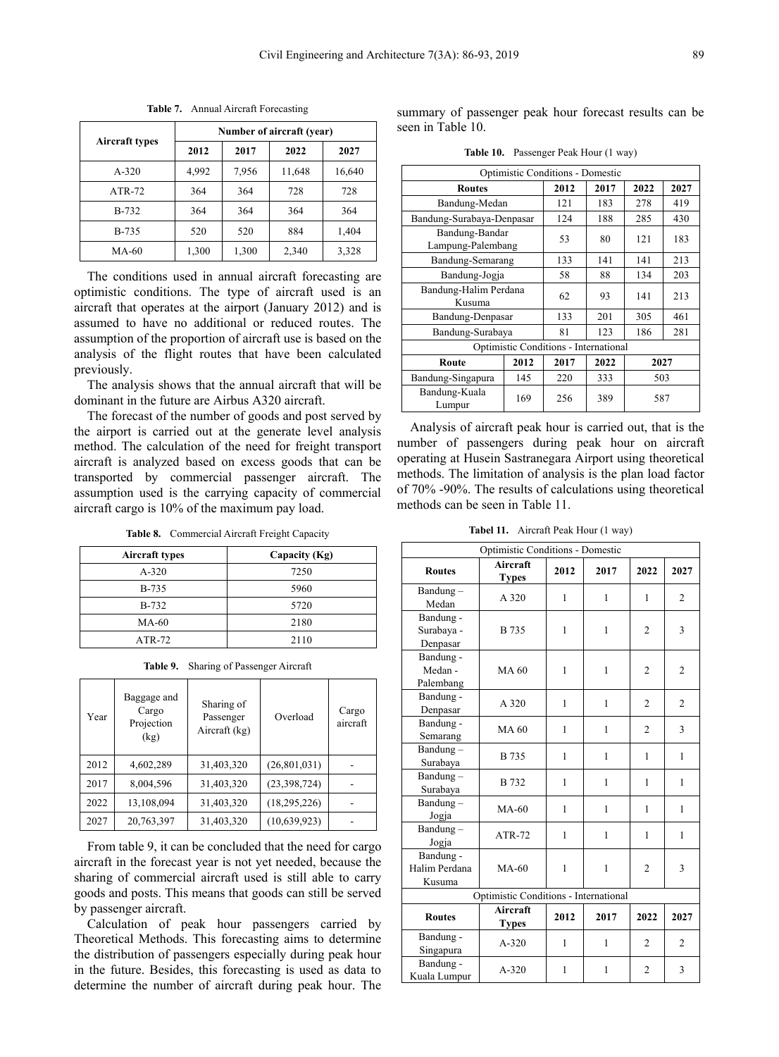**Table 7.** Annual Aircraft Forecasting

| Aircraft types | Number of aircraft (year) | | | |
|---|---|---|---|---|
| | 2012 | 2017 | 2022 | 2027 |
| A-320 | 4,992 | 7,956 | 11,648 | 16,640 |
| ATR-72 | 364 | 364 | 728 | 728 |
| B-732 | 364 | 364 | 364 | 364 |
| B-735 | 520 | 520 | 884 | 1,404 |
| MA-60 | 1,300 | 1,300 | 2,340 | 3,328 |

The conditions used in annual aircraft forecasting are optimistic conditions. The type of aircraft used is an aircraft that operates at the airport (January 2012) and is assumed to have no additional or reduced routes. The assumption of the proportion of aircraft use is based on the analysis of the flight routes that have been calculated previously.

The analysis shows that the annual aircraft that will be dominant in the future are Airbus A320 aircraft.

The forecast of the number of goods and post served by the airport is carried out at the generate level analysis method. The calculation of the need for freight transport aircraft is analyzed based on excess goods that can be transported by commercial passenger aircraft. The assumption used is the carrying capacity of commercial aircraft cargo is 10% of the maximum pay load.

**Table 8.** Commercial Aircraft Freight Capacity

| Aircraft types | Capacity (Kg) |
|---|---|
| A-320 | 7250 |
| B-735 | 5960 |
| B-732 | 5720 |
| MA-60 | 2180 |
| ATR-72 | 2110 |

**Table 9.** Sharing of Passenger Aircraft

| Year | Baggage and Cargo Projection (kg) | Sharing of Passenger Aircraft (kg) | Overload | Cargo aircraft |
|---|---|---|---|---|
| 2012 | 4,602,289 | 31,403,320 | (26,801,031) | - |
| 2017 | 8,004,596 | 31,403,320 | (23,398,724) | - |
| 2022 | 13,108,094 | 31,403,320 | (18,295,226) | - |
| 2027 | 20,763,397 | 31,403,320 | (10,639,923) | - |

From table 9, it can be concluded that the need for cargo aircraft in the forecast year is not yet needed, because the sharing of commercial aircraft used is still able to carry goods and posts. This means that goods can still be served by passenger aircraft.

Calculation of peak hour passengers carried by Theoretical Methods. This forecasting aims to determine the distribution of passengers especially during peak hour in the future. Besides, this forecasting is used as data to determine the number of aircraft during peak hour. The summary of passenger peak hour forecast results can be seen in Table 10.

**Table 10.** Passenger Peak Hour (1 way)

| Optimistic Conditions - Domestic | | | | |
|---|---|---|---|---|
| **Routes** | **2012** | **2017** | **2022** | **2027** |
| Bandung-Medan | 121 | 183 | 278 | 419 |
| Bandung-Surabaya-Denpasar | 124 | 188 | 285 | 430 |
| Bandung-Bandar Lampung-Palembang | 53 | 80 | 121 | 183 |
| Bandung-Semarang | 133 | 141 | 141 | 213 |
| Bandung-Jogja | 58 | 88 | 134 | 203 |
| Bandung-Halim Perdana Kusuma | 62 | 93 | 141 | 213 |
| Bandung-Denpasar | 133 | 201 | 305 | 461 |
| Bandung-Surabaya | 81 | 123 | 186 | 281 |
| Optimistic Conditions - International | | | | |
| **Route** | **2012** | **2017** | **2022** | **2027** |
| Bandung-Singapura | 145 | 220 | 333 | 503 |
| Bandung-Kuala Lumpur | 169 | 256 | 389 | 587 |

Analysis of aircraft peak hour is carried out, that is the number of passengers during peak hour on aircraft operating at Husein Sastranegara Airport using theoretical methods. The limitation of analysis is the plan load factor of 70% -90%. The results of calculations using theoretical methods can be seen in Table 11.

**Tabel 11.** Aircraft Peak Hour (1 way)

| Optimistic Conditions - Domestic | | | | | |
|---|---|---|---|---|---|
| **Routes** | **Aircraft Types** | **2012** | **2017** | **2022** | **2027** |
| Bandung – Medan | A 320 | 1 | 1 | 1 | 2 |
| Bandung - Surabaya - Denpasar | B 735 | 1 | 1 | 2 | 3 |
| Bandung - Medan - Palembang | MA 60 | 1 | 1 | 2 | 2 |
| Bandung - Denpasar | A 320 | 1 | 1 | 2 | 2 |
| Bandung - Semarang | MA 60 | 1 | 1 | 2 | 3 |
| Bandung – Surabaya | B 735 | 1 | 1 | 1 | 1 |
| Bandung – Surabaya | B 732 | 1 | 1 | 1 | 1 |
| Bandung – Jogja | MA-60 | 1 | 1 | 1 | 1 |
| Bandung – Jogja | ATR-72 | 1 | 1 | 1 | 1 |
| Bandung - Halim Perdana Kusuma | MA-60 | 1 | 1 | 2 | 3 |
| Optimistic Conditions - International | | | | | |
| **Routes** | **Aircraft Types** | **2012** | **2017** | **2022** | **2027** |
| Bandung - Singapura | A-320 | 1 | 1 | 2 | 2 |
| Bandung - Kuala Lumpur | A-320 | 1 | 1 | 2 | 3 |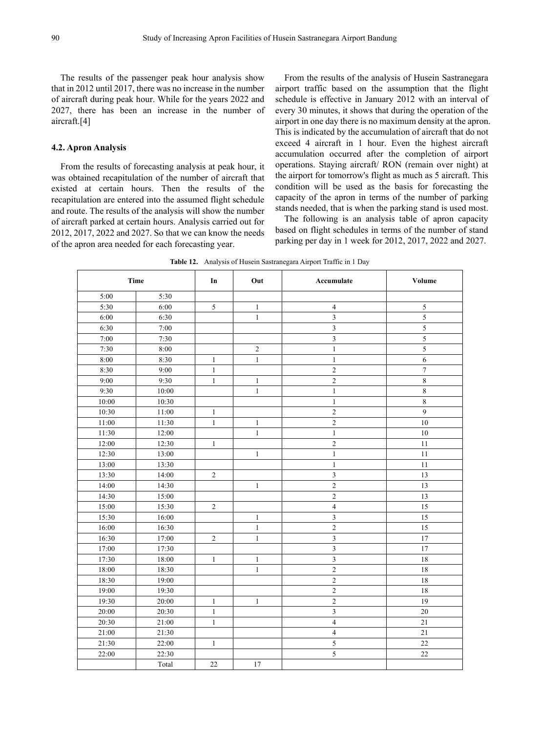The results of the passenger peak hour analysis show that in 2012 until 2017, there was no increase in the number of aircraft during peak hour. While for the years 2022 and 2027, there has been an increase in the number of aircraft.[4]

### 4.2. Apron Analysis

From the results of forecasting analysis at peak hour, it was obtained recapitulation of the number of aircraft that existed at certain hours. Then the results of the recapitulation are entered into the assumed flight schedule and route. The results of the analysis will show the number of aircraft parked at certain hours. Analysis carried out for 2012, 2017, 2022 and 2027. So that we can know the needs of the apron area needed for each forecasting year.

From the results of the analysis of Husein Sastranegara airport traffic based on the assumption that the flight schedule is effective in January 2012 with an interval of every 30 minutes, it shows that during the operation of the airport in one day there is no maximum density at the apron. This is indicated by the accumulation of aircraft that do not exceed 4 aircraft in 1 hour. Even the highest aircraft accumulation occurred after the completion of airport operations. Staying aircraft/ RON (remain over night) at the airport for tomorrow's flight as much as 5 aircraft. This condition will be used as the basis for forecasting the capacity of the apron in terms of the number of parking stands needed, that is when the parking stand is used most.

The following is an analysis table of apron capacity based on flight schedules in terms of the number of stand parking per day in 1 week for 2012, 2017, 2022 and 2027.

**Table 12.** Analysis of Husein Sastranegara Airport Traffic in 1 Day

| Time | | In | Out | Accumulate | Volume |
|---|---|---|---|---|---|
| 5:00 | 5:30 | | | | |
| 5:30 | 6:00 | 5 | 1 | 4 | 5 |
| 6:00 | 6:30 | | 1 | 3 | 5 |
| 6:30 | 7:00 | | | 3 | 5 |
| 7:00 | 7:30 | | | 3 | 5 |
| 7:30 | 8:00 | | 2 | 1 | 5 |
| 8:00 | 8:30 | 1 | 1 | 1 | 6 |
| 8:30 | 9:00 | 1 | | 2 | 7 |
| 9:00 | 9:30 | 1 | 1 | 2 | 8 |
| 9:30 | 10:00 | | 1 | 1 | 8 |
| 10:00 | 10:30 | | | 1 | 8 |
| 10:30 | 11:00 | 1 | | 2 | 9 |
| 11:00 | 11:30 | 1 | 1 | 2 | 10 |
| 11:30 | 12:00 | | 1 | 1 | 10 |
| 12:00 | 12:30 | 1 | | 2 | 11 |
| 12:30 | 13:00 | | 1 | 1 | 11 |
| 13:00 | 13:30 | | | 1 | 11 |
| 13:30 | 14:00 | 2 | | 3 | 13 |
| 14:00 | 14:30 | | 1 | 2 | 13 |
| 14:30 | 15:00 | | | 2 | 13 |
| 15:00 | 15:30 | 2 | | 4 | 15 |
| 15:30 | 16:00 | | 1 | 3 | 15 |
| 16:00 | 16:30 | | 1 | 2 | 15 |
| 16:30 | 17:00 | 2 | 1 | 3 | 17 |
| 17:00 | 17:30 | | | 3 | 17 |
| 17:30 | 18:00 | 1 | 1 | 3 | 18 |
| 18:00 | 18:30 | | 1 | 2 | 18 |
| 18:30 | 19:00 | | | 2 | 18 |
| 19:00 | 19:30 | | | 2 | 18 |
| 19:30 | 20:00 | 1 | 1 | 2 | 19 |
| 20:00 | 20:30 | 1 | | 3 | 20 |
| 20:30 | 21:00 | 1 | | 4 | 21 |
| 21:00 | 21:30 | | | 4 | 21 |
| 21:30 | 22:00 | 1 | | 5 | 22 |
| 22:00 | 22:30 | | | 5 | 22 |
| | Total | 22 | 17 | | |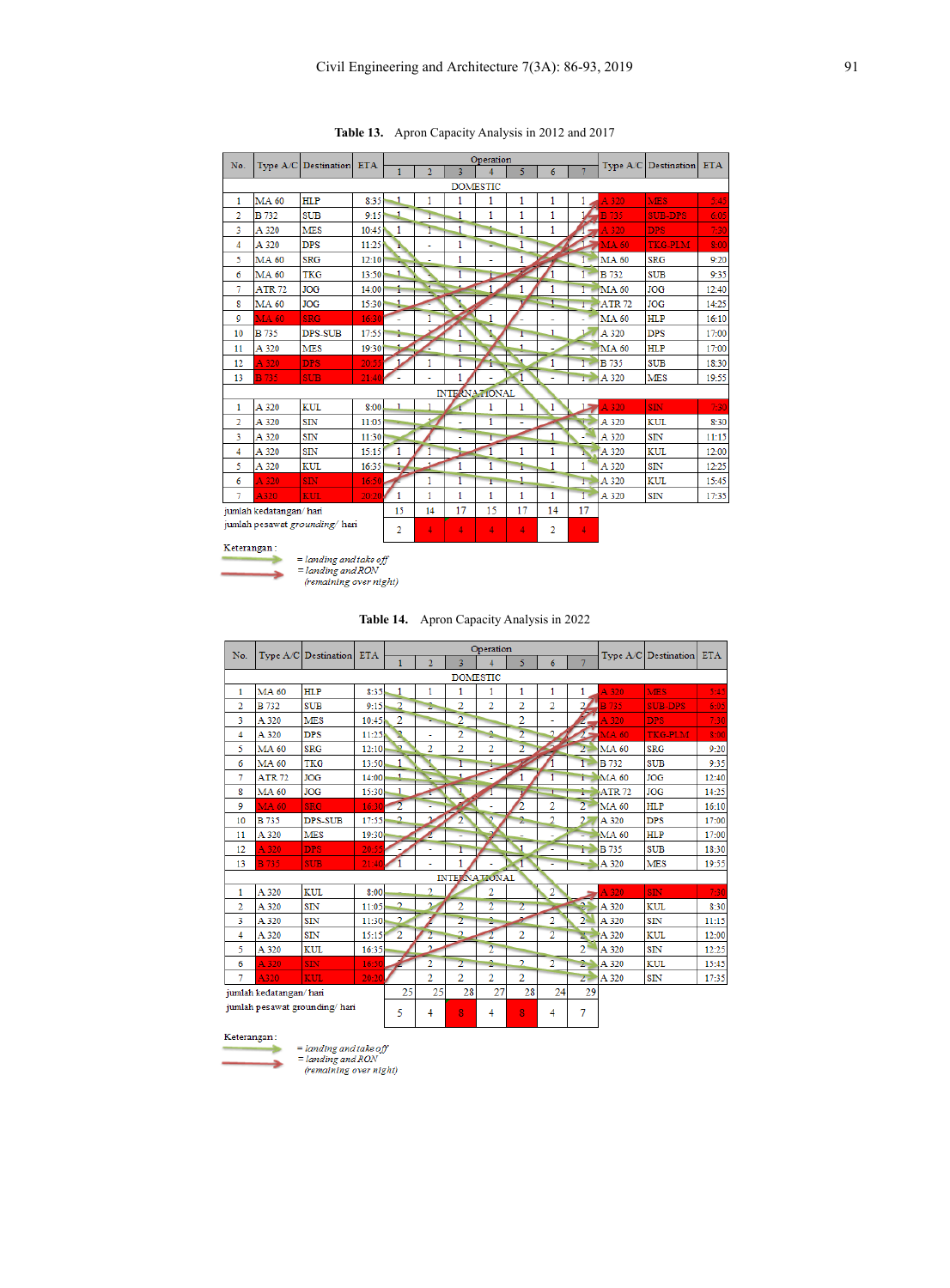**Table 13.** Apron Capacity Analysis in 2012 and 2017

| No. | Type A/C | Destination | ETA | Operation 1 | 2 | 3 | 4 | 5 | 6 | 7 | Type A/C | Destination | ETA |
|---|---|---|---|---|---|---|---|---|---|---|---|---|---|
| DOMESTIC | | | | | | | | | | | | | |
| 1 | MA 60 | HLP | 8:35 | 1 | 1 | 1 | 1 | 1 | 1 | 1 | A 320 | MES | 5:45 |
| 2 | B 732 | SUB | 9:15 | 1 | 1 | 1 | 1 | 1 | 1 | 1 | B 735 | SUB-DPS | 6:05 |
| 3 | A 320 | MES | 10:45 | 1 | 1 | 1 | 1 | 1 | 1 | 1 | A 320 | DPS | 7:30 |
| 4 | A 320 | DPS | 11:25 | 1 | - | 1 | - | 1 | - | 1 | MA 60 | TKG-PLM | 8:00 |
| 5 | MA 60 | SRG | 12:10 | 1 | - | 1 | - | 1 | - | 1 | MA 60 | SRG | 9:20 |
| 6 | MA 60 | TKG | 13:50 | 1 | - | 1 | - | 1 | 1 | 1 | B 732 | SUB | 9:35 |
| 7 | ATR 72 | JOG | 14:00 | 1 | 1 | 1 | 1 | 1 | 1 | 1 | MA 60 | JOG | 12:40 |
| 8 | MA 60 | JOG | 15:30 | 1 | - | 1 | - | 1 | 1 | 1 | ATR 72 | JOG | 14:25 |
| 9 | MA 60 | SRG | 16:30 | - | 1 | - | 1 | - | - | - | MA 60 | HLP | 16:10 |
| 10 | B 735 | DPS-SUB | 17:55 | 1 | - | 1 | - | 1 | 1 | 1 | A 320 | DPS | 17:00 |
| 11 | A 320 | MES | 19:30 | 1 | - | 1 | - | 1 | - | - | MA 60 | HLP | 17:00 |
| 12 | A 320 | DPS | 20:35 | 1 | 1 | 1 | 1 | 1 | 1 | 1 | B 735 | SUB | 18:30 |
| 13 | B 735 | SUB | 21:40 | - | - | 1 | - | 1 | - | 1 | A 320 | MES | 19:55 |
| INTERNATIONAL | | | | | | | | | | | | | |
| 1 | A 320 | KUL | 8:00 | 1 | 1 | 1 | 1 | 1 | 1 | 1 | A 320 | SIN | 7:30 |
| 2 | A 320 | SIN | 11:05 | - | 1 | - | 1 | - | - | 1 | A 320 | KUL | 8:30 |
| 3 | A 320 | SIN | 11:30 | - | 1 | - | 1 | - | 1 | - | A 320 | SIN | 11:15 |
| 4 | A 320 | SIN | 15:15 | 1 | 1 | 1 | 1 | 1 | 1 | 1 | A 320 | KUL | 12:00 |
| 5 | A 320 | KUL | 16:35 | 1 | 1 | 1 | 1 | 1 | 1 | 1 | A 320 | SIN | 12:25 |
| 6 | A 320 | SIN | 16:50 | - | 1 | 1 | 1 | 1 | - | 1 | A 320 | KUL | 15:45 |
| 7 | A320 | KUL | 20:20 | 1 | 1 | 1 | 1 | 1 | 1 | 1 | A 320 | SIN | 17:35 |
| jumlah kedatangan/ hari | | | | 15 | 14 | 17 | 15 | 17 | 14 | 17 | | | |
| jumlah pesawat *grounding*/ hari | | | | 2 | 4 | 4 | 4 | 4 | 2 | 4 | | | |

Keterangan :

- (green arrow) = *landing and take off*
- (red arrow) = *landing and RON (remaining over night)*

**Table 14.** Apron Capacity Analysis in 2022

| No. | Type A/C | Destination | ETA | Operation 1 | 2 | 3 | 4 | 5 | 6 | 7 | Type A/C | Destination | ETA |
|---|---|---|---|---|---|---|---|---|---|---|---|---|---|
| DOMESTIC | | | | | | | | | | | | | |
| 1 | MA 60 | HLP | 8:35 | 1 | 1 | 1 | 1 | 1 | 1 | 1 | A 320 | MES | 5:45 |
| 2 | B 732 | SUB | 9:15 | 2 | 2 | 2 | 2 | 2 | 2 | 2 | B 735 | SUB-DPS | 6:05 |
| 3 | A 320 | MES | 10:45 | 2 | - | 2 | - | 2 | - | 2 | A 320 | DPS | 7:30 |
| 4 | A 320 | DPS | 11:25 | 2 | - | 2 | 2 | 2 | 2 | 2 | MA 60 | TKG-PLM | 8:00 |
| 5 | MA 60 | SRG | 12:10 | 2 | 2 | 2 | 2 | 2 | 2 | 2 | MA 60 | SRG | 9:20 |
| 6 | MA 60 | TKG | 13:50 | 1 | 1 | 1 | 1 | 1 | 1 | 1 | B 732 | SUB | 9:35 |
| 7 | ATR 72 | JOG | 14:00 | 1 | - | 1 | - | 1 | 1 | 1 | MA 60 | JOG | 12:40 |
| 8 | MA 60 | JOG | 15:30 | 1 | 1 | 1 | 1 | 1 | 1 | 1 | ATR 72 | JOG | 14:25 |
| 9 | MA 60 | SRG | 16:30 | 2 | - | 2 | - | 2 | 2 | 2 | MA 60 | HLP | 16:10 |
| 10 | B 735 | DPS-SUB | 17:55 | 2 | 2 | 2 | 2 | 2 | 2 | 2 | A 320 | DPS | 17:00 |
| 11 | A 320 | MES | 19:30 | 2 | 2 | - | 2 | - | 2 | - | MA 60 | HLP | 17:00 |
| 12 | A 320 | DPS | 20:35 | - | - | 1 | - | 1 | - | 1 | B 735 | SUB | 18:30 |
| 13 | B 735 | SUB | 21:40 | 1 | - | 1 | - | 1 | - | - | A 320 | MES | 19:55 |
| INTERNATIONAL | | | | | | | | | | | | | |
| 1 | A 320 | KUL | 8:00 | - | 2 | - | 2 | - | 2 | - | A 320 | SIN | 7:30 |
| 2 | A 320 | SIN | 11:05 | 2 | 2 | 2 | 2 | 2 | - | 2 | A 320 | KUL | 8:30 |
| 3 | A 320 | SIN | 11:30 | 2 | 2 | 2 | 2 | 2 | 2 | 2 | A 320 | SIN | 11:15 |
| 4 | A 320 | SIN | 15:15 | 2 | 2 | 2 | 2 | 2 | 2 | 2 | A 320 | KUL | 12:00 |
| 5 | A 320 | KUL | 16:35 | - | 2 | - | 2 | - | - | 2 | A 320 | SIN | 12:25 |
| 6 | A 320 | SIN | 16:50 | 2 | 2 | 2 | 2 | 2 | 2 | 2 | A 320 | KUL | 15:45 |
| 7 | A320 | KUL | 20:20 | - | 2 | 2 | 2 | 2 | - | 2 | A 320 | SIN | 17:35 |
| jumlah kedatangan/ hari | | | | 25 | 25 | 28 | 27 | 28 | 24 | 29 | | | |
| jumlah pesawat grounding/ hari | | | | 5 | 4 | 8 | 4 | 8 | 4 | 7 | | | |

Keterangan :

- (green arrow) = *landing and take off*
- (red arrow) = *landing and RON (remaining over night)*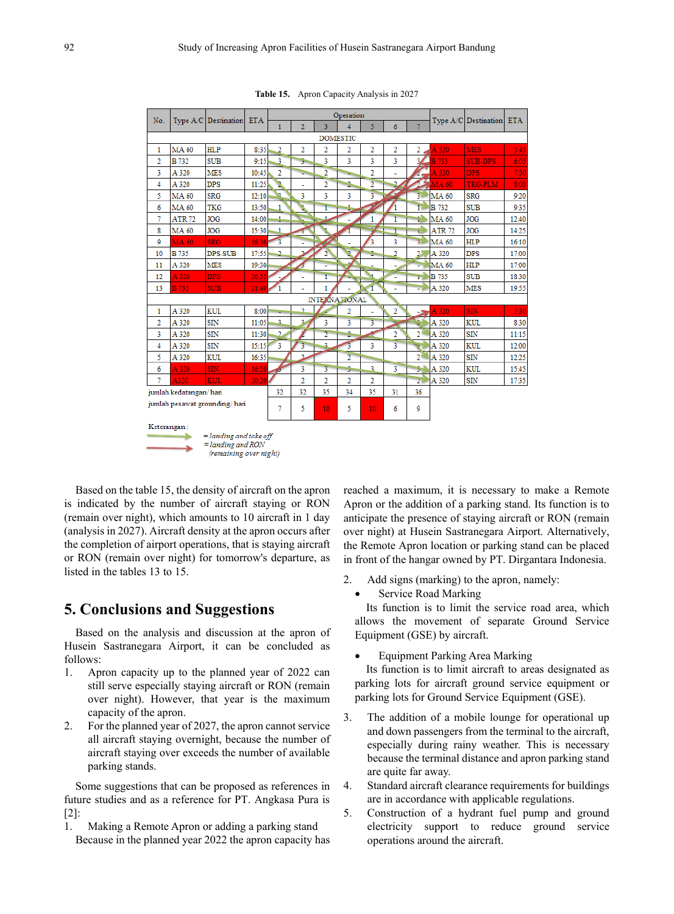**Table 15.** Apron Capacity Analysis in 2027

| No. | Type A/C | Destination | ETA | Operation 1 | 2 | 3 | 4 | 5 | 6 | 7 | Type A/C | Destination | ETA |
|---|---|---|---|---|---|---|---|---|---|---|---|---|---|
| DOMESTIC | | | | | | | | | | | | | |
| 1 | MA 60 | HLP | 8:35 | 2 | 2 | 2 | 2 | 2 | 2 | 2 | A 320 | MES | 5:45 |
| 2 | B 732 | SUB | 9:15 | 3 | 3 | 3 | 3 | 3 | 3 | 3 | B 735 | SUB-DPS | 6:05 |
| 3 | A 320 | MES | 10:45 | 2 | - | 2 | - | 2 | - | 2 | A 320 | DPS | 7:30 |
| 4 | A 320 | DPS | 11:25 | 2 | - | 2 | 2 | 2 | 2 | 2 | MA 60 | TKG-PLM | 8:00 |
| 5 | MA 60 | SRG | 12:10 | 3 | 3 | 3 | 3 | 3 | 3 | 3 | MA 60 | SRG | 9:20 |
| 6 | MA 60 | TKG | 13:50 | 1 | 1 | 1 | 1 | 1 | 1 | 1 | B 732 | SUB | 9:35 |
| 7 | ATR 72 | JOG | 14:00 | 1 | 1 | 1 | - | 1 | 1 | 1 | MA 60 | JOG | 12:40 |
| 8 | MA 60 | JOG | 15:30 | 1 | 1 | 1 | 1 | 1 | 1 | 1 | ATR 72 | JOG | 14:25 |
| 9 | MA 60 | SRG | 16:30 | 3 | - | 3 | - | 3 | 3 | 3 | MA 60 | HLP | 16:10 |
| 10 | B 735 | DPS-SUB | 17:55 | 2 | 2 | 2 | 2 | 2 | 2 | 2 | A 320 | DPS | 17:00 |
| 11 | A 320 | MES | 19:30 | - | 3 | - | - | - | - | - | MA 60 | HLP | 17:00 |
| 12 | A 320 | DPS | 20:55 | - | - | 1 | - | 1 | - | 1 | B 735 | SUB | 18:30 |
| 13 | B 735 | SUB | 21:40 | 1 | - | 1 | - | 1 | - | - | A 320 | MES | 19:55 |
| INTERNATIONAL | | | | | | | | | | | | | |
| 1 | A 320 | KUL | 8:00 | - | 2 | - | 2 | - | 2 | - | A 320 | SIN | 7:30 |
| 2 | A 320 | SIN | 11:05 | 3 | 3 | 3 | 3 | 3 | - | 3 | A 320 | KUL | 8:30 |
| 3 | A 320 | SIN | 11:30 | 2 | 2 | 2 | 2 | 2 | 2 | 2 | A 320 | SIN | 11:15 |
| 4 | A 320 | SIN | 15:15 | 3 | 3 | 3 | 3 | 3 | 3 | 3 | A 320 | KUL | 12:00 |
| 5 | A 320 | KUL | 16:35 | - | 2 | - | 2 | - | - | 2 | A 320 | SIN | 12:25 |
| 6 | A 320 | SIN | 16:50 | 3 | 3 | 3 | 3 | 3 | 3 | 3 | A 320 | KUL | 15:45 |
| 7 | A320 | KUL | 20:20 | 2 | 2 | 2 | 2 | 2 | - | 2 | A 320 | SIN | 17:35 |
| jumlah kedatangan/ hari | | | | 32 | 32 | 35 | 34 | 35 | 31 | 36 | | | |
| jumlah pesawat grounding/ hari | | | | 7 | 5 | 10 | 5 | 10 | 6 | 9 | | | |

Keterangan :
- (green arrow) = *landing and take off*
- (red arrow) = *landing and RON (remaining over night)*

Based on the table 15, the density of aircraft on the apron is indicated by the number of aircraft staying or RON (remain over night), which amounts to 10 aircraft in 1 day (analysis in 2027). Aircraft density at the apron occurs after the completion of airport operations, that is staying aircraft or RON (remain over night) for tomorrow's departure, as listed in the tables 13 to 15.

## 5. Conclusions and Suggestions

Based on the analysis and discussion at the apron of Husein Sastranegara Airport, it can be concluded as follows:

1. Apron capacity up to the planned year of 2022 can still serve especially staying aircraft or RON (remain over night). However, that year is the maximum capacity of the apron.
2. For the planned year of 2027, the apron cannot service all aircraft staying overnight, because the number of aircraft staying over exceeds the number of available parking stands.

Some suggestions that can be proposed as references in future studies and as a reference for PT. Angkasa Pura is [2]:

1. Making a Remote Apron or adding a parking stand
   Because in the planned year 2022 the apron capacity has reached a maximum, it is necessary to make a Remote Apron or the addition of a parking stand. Its function is to anticipate the presence of staying aircraft or RON (remain over night) at Husein Sastranegara Airport. Alternatively, the Remote Apron location or parking stand can be placed in front of the hangar owned by PT. Dirgantara Indonesia.
2. Add signs (marking) to the apron, namely:
   - Service Road Marking
     Its function is to limit the service road area, which allows the movement of separate Ground Service Equipment (GSE) by aircraft.
   - Equipment Parking Area Marking
     Its function is to limit aircraft to areas designated as parking lots for aircraft ground service equipment or parking lots for Ground Service Equipment (GSE).
3. The addition of a mobile lounge for operational up and down passengers from the terminal to the aircraft, especially during rainy weather. This is necessary because the terminal distance and apron parking stand are quite far away.
4. Standard aircraft clearance requirements for buildings are in accordance with applicable regulations.
5. Construction of a hydrant fuel pump and ground electricity support to reduce ground service operations around the aircraft.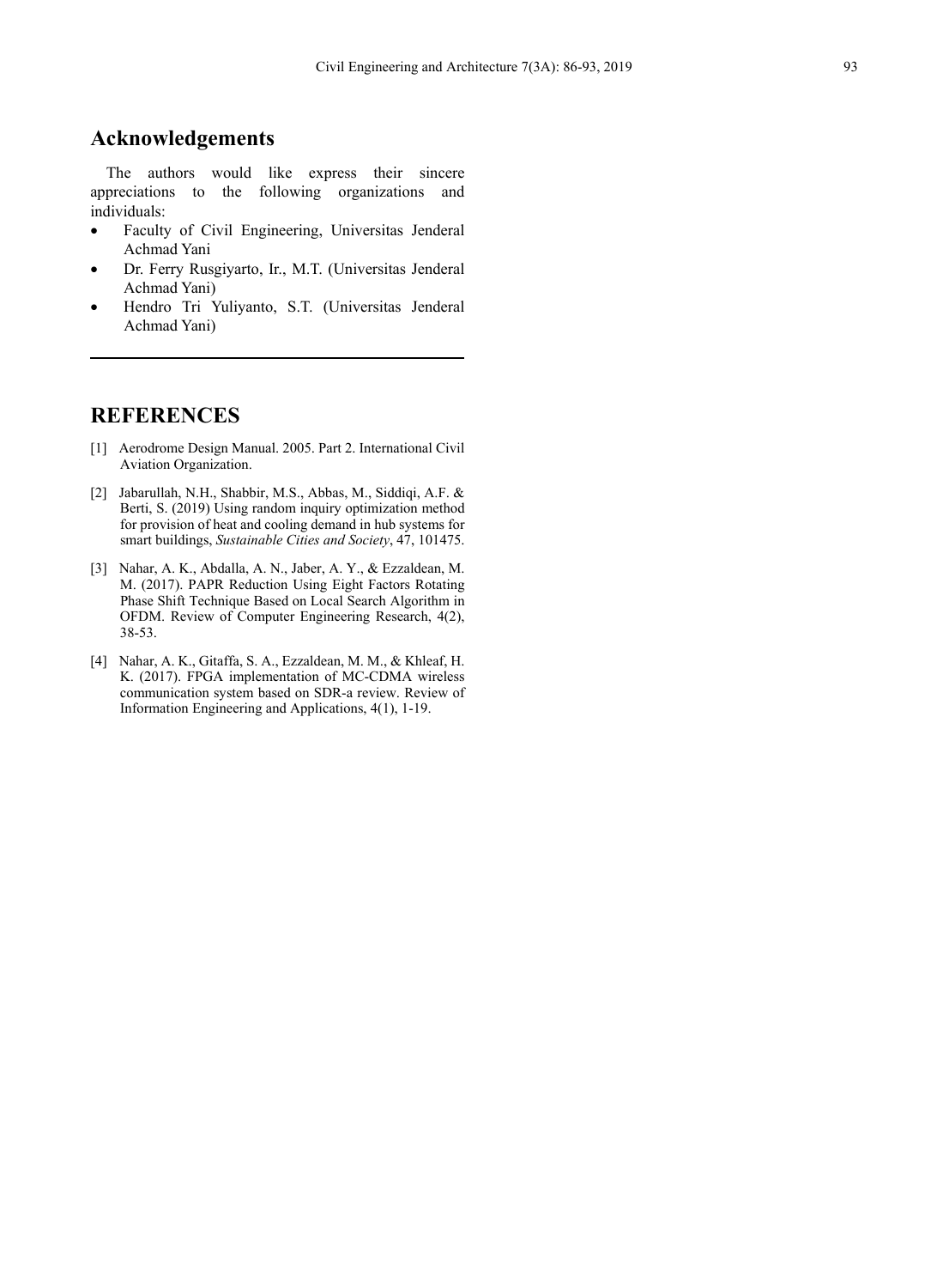## Acknowledgements

The authors would like express their sincere appreciations to the following organizations and individuals:

- Faculty of Civil Engineering, Universitas Jenderal Achmad Yani
- Dr. Ferry Rusgiyarto, Ir., M.T. (Universitas Jenderal Achmad Yani)
- Hendro Tri Yuliyanto, S.T. (Universitas Jenderal Achmad Yani)

---

## REFERENCES

[1] Aerodrome Design Manual. 2005. Part 2. International Civil Aviation Organization.

[2] Jabarullah, N.H., Shabbir, M.S., Abbas, M., Siddiqi, A.F. & Berti, S. (2019) Using random inquiry optimization method for provision of heat and cooling demand in hub systems for smart buildings, *Sustainable Cities and Society*, 47, 101475.

[3] Nahar, A. K., Abdalla, A. N., Jaber, A. Y., & Ezzaldean, M. M. (2017). PAPR Reduction Using Eight Factors Rotating Phase Shift Technique Based on Local Search Algorithm in OFDM. Review of Computer Engineering Research, 4(2), 38-53.

[4] Nahar, A. K., Gitaffa, S. A., Ezzaldean, M. M., & Khleaf, H. K. (2017). FPGA implementation of MC-CDMA wireless communication system based on SDR-a review. Review of Information Engineering and Applications, 4(1), 1-19.